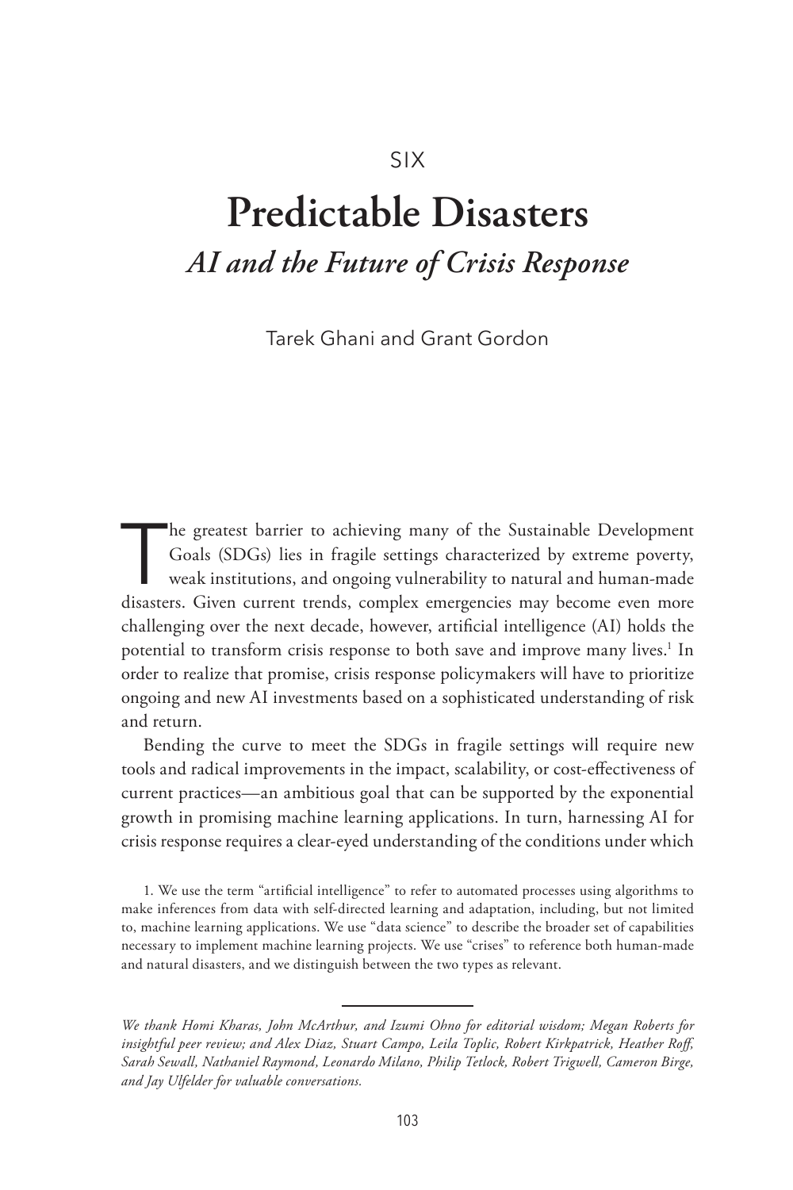SIX

# Predictable Disasters

## *AI and the Future of Crisis Response*

Tarek Ghani and Grant Gordon

The greatest barrier to achieving many of the Sustainable Development Goals (SDGs) lies in fragile settings characterized by extreme poverty, weak institutions, and ongoing vulnerability to natural and human-made disasters. Given current trends, complex emergencies may become even more challenging over the next decade, however, artificial intelligence (AI) holds the potential to transform crisis response to both save and improve many lives.[1] In order to realize that promise, crisis response policymakers will have to prioritize ongoing and new AI investments based on a sophisticated understanding of risk and return.

Bending the curve to meet the SDGs in fragile settings will require new tools and radical improvements in the impact, scalability, or cost-effectiveness of current practices—an ambitious goal that can be supported by the exponential growth in promising machine learning applications. In turn, harnessing AI for crisis response requires a clear-eyed understanding of the conditions under which

1. We use the term "artificial intelligence" to refer to automated processes using algorithms to make inferences from data with self-directed learning and adaptation, including, but not limited to, machine learning applications. We use "data science" to describe the broader set of capabilities necessary to implement machine learning projects. We use "crises" to reference both human-made and natural disasters, and we distinguish between the two types as relevant.

---

*We thank Homi Kharas, John McArthur, and Izumi Ohno for editorial wisdom; Megan Roberts for insightful peer review; and Alex Diaz, Stuart Campo, Leila Toplic, Robert Kirkpatrick, Heather Roff, Sarah Sewall, Nathaniel Raymond, Leonardo Milano, Philip Tetlock, Robert Trigwell, Cameron Birge, and Jay Ulfelder for valuable conversations.*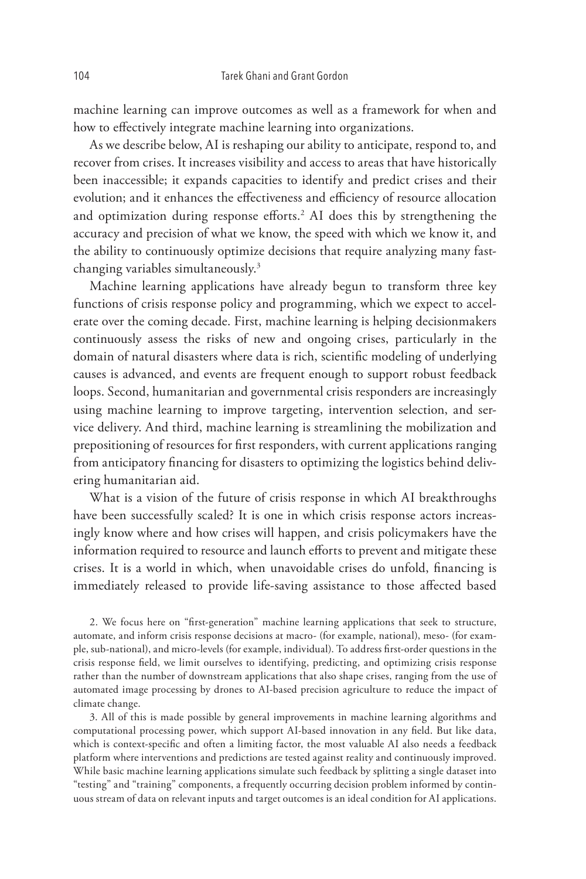machine learning can improve outcomes as well as a framework for when and how to effectively integrate machine learning into organizations.

As we describe below, AI is reshaping our ability to anticipate, respond to, and recover from crises. It increases visibility and access to areas that have historically been inaccessible; it expands capacities to identify and predict crises and their evolution; and it enhances the effectiveness and efficiency of resource allocation and optimization during response efforts.[2] AI does this by strengthening the accuracy and precision of what we know, the speed with which we know it, and the ability to continuously optimize decisions that require analyzing many fast-changing variables simultaneously.[3]

Machine learning applications have already begun to transform three key functions of crisis response policy and programming, which we expect to accelerate over the coming decade. First, machine learning is helping decisionmakers continuously assess the risks of new and ongoing crises, particularly in the domain of natural disasters where data is rich, scientific modeling of underlying causes is advanced, and events are frequent enough to support robust feedback loops. Second, humanitarian and governmental crisis responders are increasingly using machine learning to improve targeting, intervention selection, and service delivery. And third, machine learning is streamlining the mobilization and prepositioning of resources for first responders, with current applications ranging from anticipatory financing for disasters to optimizing the logistics behind delivering humanitarian aid.

What is a vision of the future of crisis response in which AI breakthroughs have been successfully scaled? It is one in which crisis response actors increasingly know where and how crises will happen, and crisis policymakers have the information required to resource and launch efforts to prevent and mitigate these crises. It is a world in which, when unavoidable crises do unfold, financing is immediately released to provide life-saving assistance to those affected based

2. We focus here on "first-generation" machine learning applications that seek to structure, automate, and inform crisis response decisions at macro- (for example, national), meso- (for example, sub-national), and micro-levels (for example, individual). To address first-order questions in the crisis response field, we limit ourselves to identifying, predicting, and optimizing crisis response rather than the number of downstream applications that also shape crises, ranging from the use of automated image processing by drones to AI-based precision agriculture to reduce the impact of climate change.

3. All of this is made possible by general improvements in machine learning algorithms and computational processing power, which support AI-based innovation in any field. But like data, which is context-specific and often a limiting factor, the most valuable AI also needs a feedback platform where interventions and predictions are tested against reality and continuously improved. While basic machine learning applications simulate such feedback by splitting a single dataset into "testing" and "training" components, a frequently occurring decision problem informed by continuous stream of data on relevant inputs and target outcomes is an ideal condition for AI applications.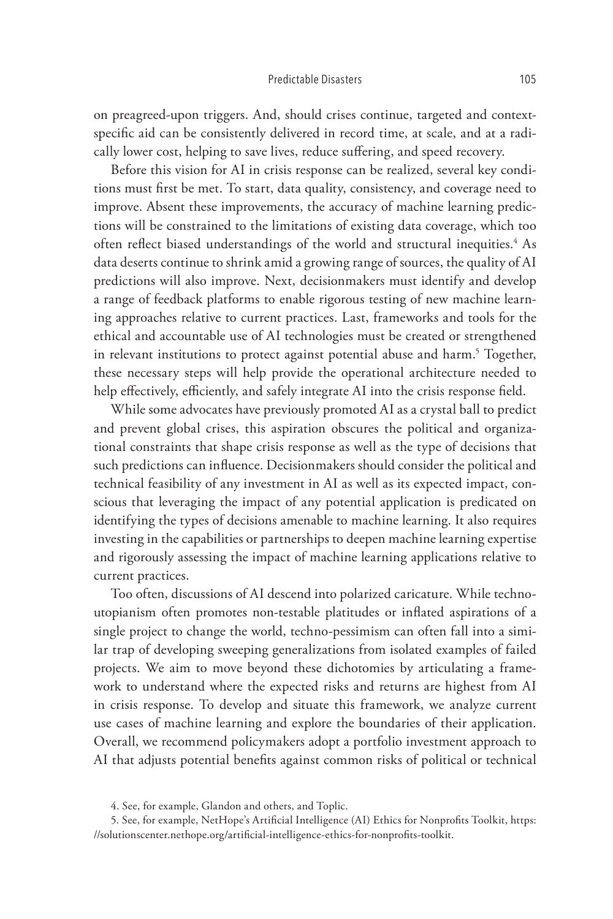on preagreed-upon triggers. And, should crises continue, targeted and context-specific aid can be consistently delivered in record time, at scale, and at a radically lower cost, helping to save lives, reduce suffering, and speed recovery.

Before this vision for AI in crisis response can be realized, several key conditions must first be met. To start, data quality, consistency, and coverage need to improve. Absent these improvements, the accuracy of machine learning predictions will be constrained to the limitations of existing data coverage, which too often reflect biased understandings of the world and structural inequities.[4] As data deserts continue to shrink amid a growing range of sources, the quality of AI predictions will also improve. Next, decisionmakers must identify and develop a range of feedback platforms to enable rigorous testing of new machine learning approaches relative to current practices. Last, frameworks and tools for the ethical and accountable use of AI technologies must be created or strengthened in relevant institutions to protect against potential abuse and harm.[5] Together, these necessary steps will help provide the operational architecture needed to help effectively, efficiently, and safely integrate AI into the crisis response field.

While some advocates have previously promoted AI as a crystal ball to predict and prevent global crises, this aspiration obscures the political and organizational constraints that shape crisis response as well as the type of decisions that such predictions can influence. Decisionmakers should consider the political and technical feasibility of any investment in AI as well as its expected impact, conscious that leveraging the impact of any potential application is predicated on identifying the types of decisions amenable to machine learning. It also requires investing in the capabilities or partnerships to deepen machine learning expertise and rigorously assessing the impact of machine learning applications relative to current practices.

Too often, discussions of AI descend into polarized caricature. While techno-utopianism often promotes non-testable platitudes or inflated aspirations of a single project to change the world, techno-pessimism can often fall into a similar trap of developing sweeping generalizations from isolated examples of failed projects. We aim to move beyond these dichotomies by articulating a framework to understand where the expected risks and returns are highest from AI in crisis response. To develop and situate this framework, we analyze current use cases of machine learning and explore the boundaries of their application. Overall, we recommend policymakers adopt a portfolio investment approach to AI that adjusts potential benefits against common risks of political or technical

4. See, for example, Glandon and others, and Toplic.

5. See, for example, NetHope's Artificial Intelligence (AI) Ethics for Nonprofits Toolkit, https://solutionscenter.nethope.org/artificial-intelligence-ethics-for-nonprofits-toolkit.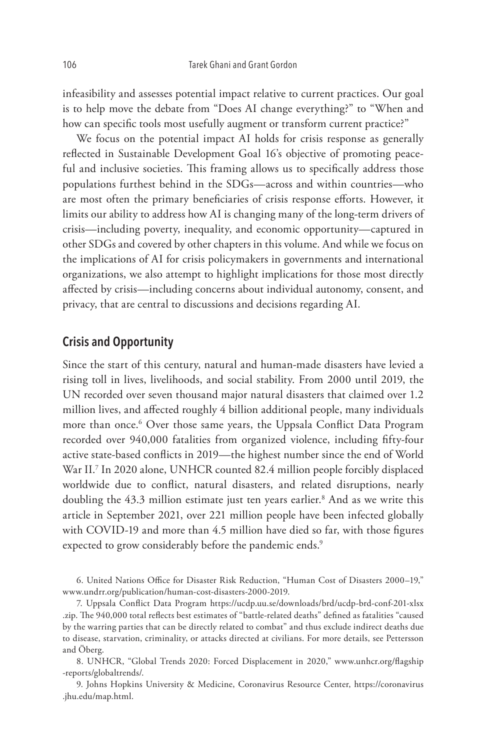infeasibility and assesses potential impact relative to current practices. Our goal is to help move the debate from "Does AI change everything?" to "When and how can specific tools most usefully augment or transform current practice?"

We focus on the potential impact AI holds for crisis response as generally reflected in Sustainable Development Goal 16's objective of promoting peaceful and inclusive societies. This framing allows us to specifically address those populations furthest behind in the SDGs—across and within countries—who are most often the primary beneficiaries of crisis response efforts. However, it limits our ability to address how AI is changing many of the long-term drivers of crisis—including poverty, inequality, and economic opportunity—captured in other SDGs and covered by other chapters in this volume. And while we focus on the implications of AI for crisis policymakers in governments and international organizations, we also attempt to highlight implications for those most directly affected by crisis—including concerns about individual autonomy, consent, and privacy, that are central to discussions and decisions regarding AI.

## Crisis and Opportunity

Since the start of this century, natural and human-made disasters have levied a rising toll in lives, livelihoods, and social stability. From 2000 until 2019, the UN recorded over seven thousand major natural disasters that claimed over 1.2 million lives, and affected roughly 4 billion additional people, many individuals more than once.[6] Over those same years, the Uppsala Conflict Data Program recorded over 940,000 fatalities from organized violence, including fifty-four active state-based conflicts in 2019—the highest number since the end of World War II.[7] In 2020 alone, UNHCR counted 82.4 million people forcibly displaced worldwide due to conflict, natural disasters, and related disruptions, nearly doubling the 43.3 million estimate just ten years earlier.[8] And as we write this article in September 2021, over 221 million people have been infected globally with COVID-19 and more than 4.5 million have died so far, with those figures expected to grow considerably before the pandemic ends.[9]

6. United Nations Office for Disaster Risk Reduction, "Human Cost of Disasters 2000–19," www.undrr.org/publication/human-cost-disasters-2000-2019.

7. Uppsala Conflict Data Program https://ucdp.uu.se/downloads/brd/ucdp-brd-conf-201-xlsx.zip. The 940,000 total reflects best estimates of "battle-related deaths" defined as fatalities "caused by the warring parties that can be directly related to combat" and thus exclude indirect deaths due to disease, starvation, criminality, or attacks directed at civilians. For more details, see Pettersson and Öberg.

8. UNHCR, "Global Trends 2020: Forced Displacement in 2020," www.unhcr.org/flagship-reports/globaltrends/.

9. Johns Hopkins University & Medicine, Coronavirus Resource Center, https://coronavirus.jhu.edu/map.html.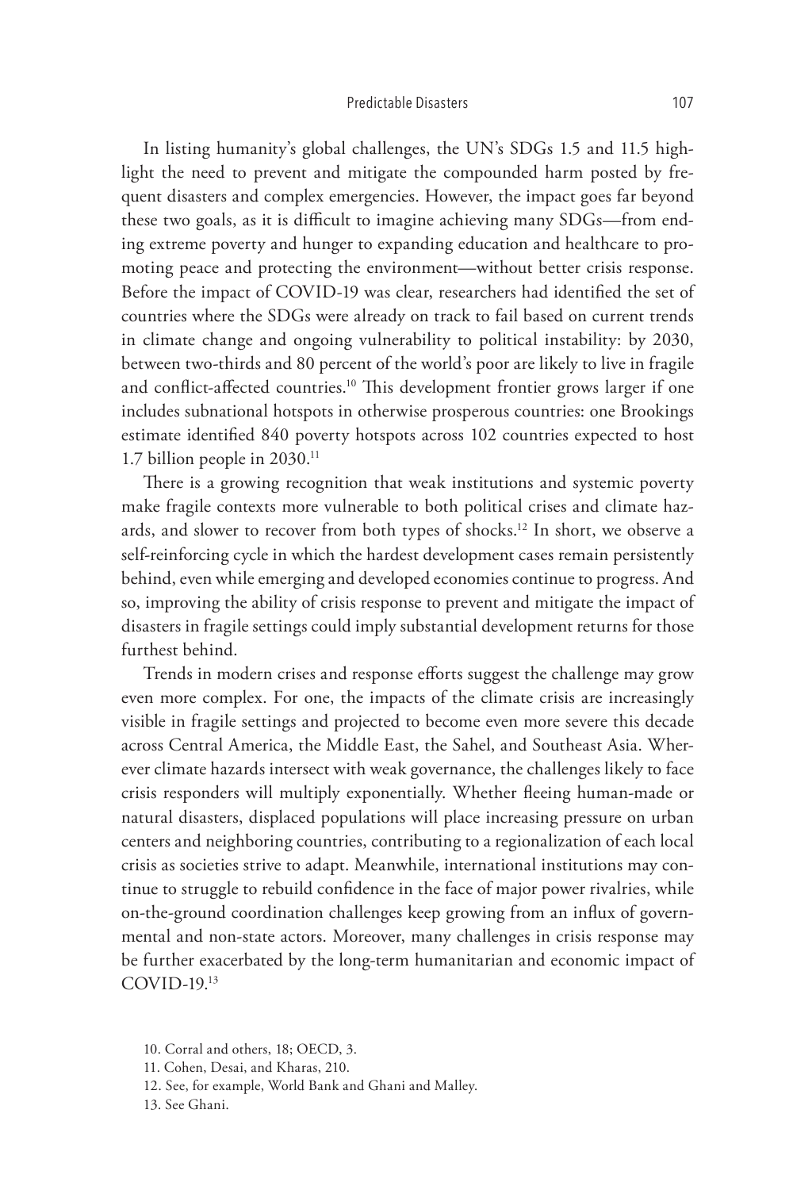In listing humanity's global challenges, the UN's SDGs 1.5 and 11.5 highlight the need to prevent and mitigate the compounded harm posted by frequent disasters and complex emergencies. However, the impact goes far beyond these two goals, as it is difficult to imagine achieving many SDGs—from ending extreme poverty and hunger to expanding education and healthcare to promoting peace and protecting the environment—without better crisis response. Before the impact of COVID-19 was clear, researchers had identified the set of countries where the SDGs were already on track to fail based on current trends in climate change and ongoing vulnerability to political instability: by 2030, between two-thirds and 80 percent of the world's poor are likely to live in fragile and conflict-affected countries.[10] This development frontier grows larger if one includes subnational hotspots in otherwise prosperous countries: one Brookings estimate identified 840 poverty hotspots across 102 countries expected to host 1.7 billion people in 2030.[11]

There is a growing recognition that weak institutions and systemic poverty make fragile contexts more vulnerable to both political crises and climate hazards, and slower to recover from both types of shocks.[12] In short, we observe a self-reinforcing cycle in which the hardest development cases remain persistently behind, even while emerging and developed economies continue to progress. And so, improving the ability of crisis response to prevent and mitigate the impact of disasters in fragile settings could imply substantial development returns for those furthest behind.

Trends in modern crises and response efforts suggest the challenge may grow even more complex. For one, the impacts of the climate crisis are increasingly visible in fragile settings and projected to become even more severe this decade across Central America, the Middle East, the Sahel, and Southeast Asia. Wherever climate hazards intersect with weak governance, the challenges likely to face crisis responders will multiply exponentially. Whether fleeing human-made or natural disasters, displaced populations will place increasing pressure on urban centers and neighboring countries, contributing to a regionalization of each local crisis as societies strive to adapt. Meanwhile, international institutions may continue to struggle to rebuild confidence in the face of major power rivalries, while on-the-ground coordination challenges keep growing from an influx of governmental and non-state actors. Moreover, many challenges in crisis response may be further exacerbated by the long-term humanitarian and economic impact of COVID-19.[13]

10. Corral and others, 18; OECD, 3.

11. Cohen, Desai, and Kharas, 210.

12. See, for example, World Bank and Ghani and Malley.

13. See Ghani.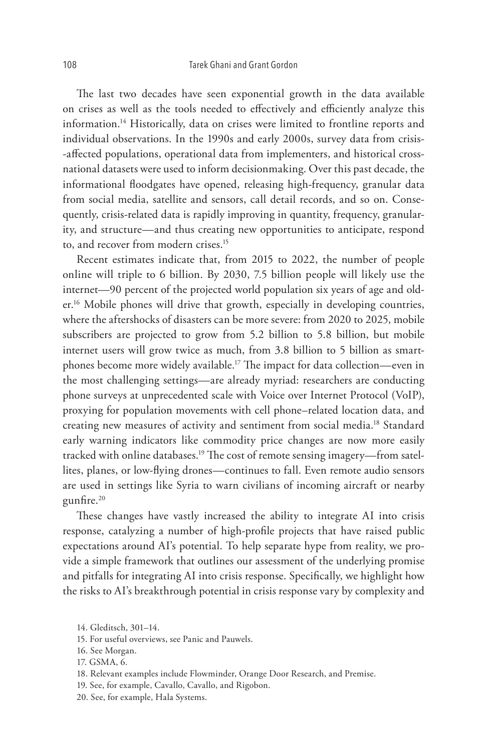The last two decades have seen exponential growth in the data available on crises as well as the tools needed to effectively and efficiently analyze this information.[14] Historically, data on crises were limited to frontline reports and individual observations. In the 1990s and early 2000s, survey data from crisis--affected populations, operational data from implementers, and historical cross-national datasets were used to inform decisionmaking. Over this past decade, the informational floodgates have opened, releasing high-frequency, granular data from social media, satellite and sensors, call detail records, and so on. Consequently, crisis-related data is rapidly improving in quantity, frequency, granularity, and structure—and thus creating new opportunities to anticipate, respond to, and recover from modern crises.[15]

Recent estimates indicate that, from 2015 to 2022, the number of people online will triple to 6 billion. By 2030, 7.5 billion people will likely use the internet—90 percent of the projected world population six years of age and older.[16] Mobile phones will drive that growth, especially in developing countries, where the aftershocks of disasters can be more severe: from 2020 to 2025, mobile subscribers are projected to grow from 5.2 billion to 5.8 billion, but mobile internet users will grow twice as much, from 3.8 billion to 5 billion as smartphones become more widely available.[17] The impact for data collection—even in the most challenging settings—are already myriad: researchers are conducting phone surveys at unprecedented scale with Voice over Internet Protocol (VoIP), proxying for population movements with cell phone–related location data, and creating new measures of activity and sentiment from social media.[18] Standard early warning indicators like commodity price changes are now more easily tracked with online databases.[19] The cost of remote sensing imagery—from satellites, planes, or low-flying drones—continues to fall. Even remote audio sensors are used in settings like Syria to warn civilians of incoming aircraft or nearby gunfire.[20]

These changes have vastly increased the ability to integrate AI into crisis response, catalyzing a number of high-profile projects that have raised public expectations around AI's potential. To help separate hype from reality, we provide a simple framework that outlines our assessment of the underlying promise and pitfalls for integrating AI into crisis response. Specifically, we highlight how the risks to AI's breakthrough potential in crisis response vary by complexity and

14. Gleditsch, 301–14.
15. For useful overviews, see Panic and Pauwels.
16. See Morgan.
17. GSMA, 6.
18. Relevant examples include Flowminder, Orange Door Research, and Premise.
19. See, for example, Cavallo, Cavallo, and Rigobon.
20. See, for example, Hala Systems.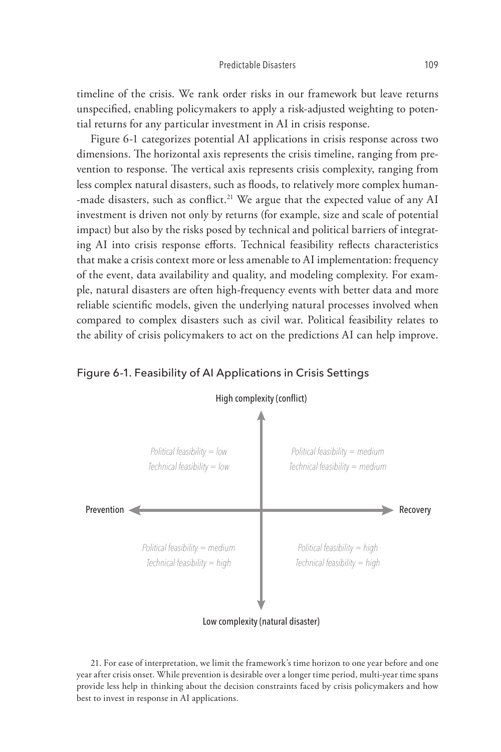timeline of the crisis. We rank order risks in our framework but leave returns unspecified, enabling policymakers to apply a risk-adjusted weighting to potential returns for any particular investment in AI in crisis response.

Figure 6-1 categorizes potential AI applications in crisis response across two dimensions. The horizontal axis represents the crisis timeline, ranging from prevention to response. The vertical axis represents crisis complexity, ranging from less complex natural disasters, such as floods, to relatively more complex human-made disasters, such as conflict.[21] We argue that the expected value of any AI investment is driven not only by returns (for example, size and scale of potential impact) but also by the risks posed by technical and political barriers of integrating AI into crisis response efforts. Technical feasibility reflects characteristics that make a crisis context more or less amenable to AI implementation: frequency of the event, data availability and quality, and modeling complexity. For example, natural disasters are often high-frequency events with better data and more reliable scientific models, given the underlying natural processes involved when compared to complex disasters such as civil war. Political feasibility relates to the ability of crisis policymakers to act on the predictions AI can help improve.

Figure 6-1. Feasibility of AI Applications in Crisis Settings

High complexity (conflict)

| | Prevention | Recovery |
|---|---|---|
| **High complexity (conflict)** | *Political feasibility = low*<br>*Technical feasibility = low* | *Political feasibility = medium*<br>*Technical feasibility = medium* |
| **Low complexity (natural disaster)** | *Political feasibility = medium*<br>*Technical feasibility = high* | *Political feasibility = high*<br>*Technical feasibility = high* |

Low complexity (natural disaster)

21. For ease of interpretation, we limit the framework's time horizon to one year before and one year after crisis onset. While prevention is desirable over a longer time period, multi-year time spans provide less help in thinking about the decision constraints faced by crisis policymakers and how best to invest in response in AI applications.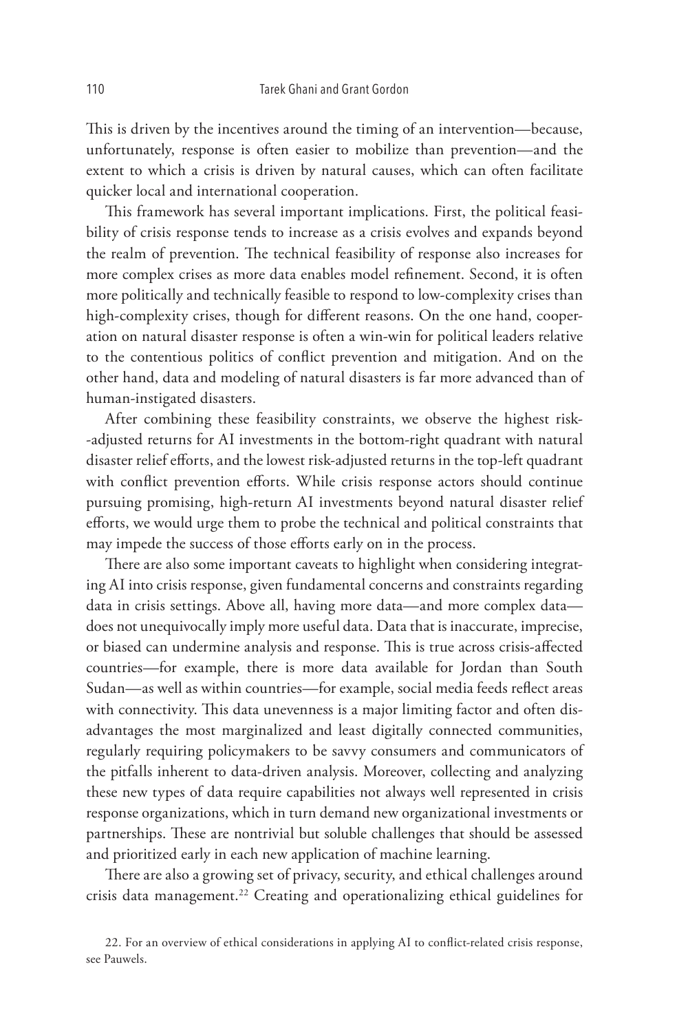This is driven by the incentives around the timing of an intervention—because, unfortunately, response is often easier to mobilize than prevention—and the extent to which a crisis is driven by natural causes, which can often facilitate quicker local and international cooperation.

This framework has several important implications. First, the political feasibility of crisis response tends to increase as a crisis evolves and expands beyond the realm of prevention. The technical feasibility of response also increases for more complex crises as more data enables model refinement. Second, it is often more politically and technically feasible to respond to low-complexity crises than high-complexity crises, though for different reasons. On the one hand, cooperation on natural disaster response is often a win-win for political leaders relative to the contentious politics of conflict prevention and mitigation. And on the other hand, data and modeling of natural disasters is far more advanced than of human-instigated disasters.

After combining these feasibility constraints, we observe the highest risk--adjusted returns for AI investments in the bottom-right quadrant with natural disaster relief efforts, and the lowest risk-adjusted returns in the top-left quadrant with conflict prevention efforts. While crisis response actors should continue pursuing promising, high-return AI investments beyond natural disaster relief efforts, we would urge them to probe the technical and political constraints that may impede the success of those efforts early on in the process.

There are also some important caveats to highlight when considering integrating AI into crisis response, given fundamental concerns and constraints regarding data in crisis settings. Above all, having more data—and more complex data—does not unequivocally imply more useful data. Data that is inaccurate, imprecise, or biased can undermine analysis and response. This is true across crisis-affected countries—for example, there is more data available for Jordan than South Sudan—as well as within countries—for example, social media feeds reflect areas with connectivity. This data unevenness is a major limiting factor and often disadvantages the most marginalized and least digitally connected communities, regularly requiring policymakers to be savvy consumers and communicators of the pitfalls inherent to data-driven analysis. Moreover, collecting and analyzing these new types of data require capabilities not always well represented in crisis response organizations, which in turn demand new organizational investments or partnerships. These are nontrivial but soluble challenges that should be assessed and prioritized early in each new application of machine learning.

There are also a growing set of privacy, security, and ethical challenges around crisis data management.[22] Creating and operationalizing ethical guidelines for

22. For an overview of ethical considerations in applying AI to conflict-related crisis response, see Pauwels.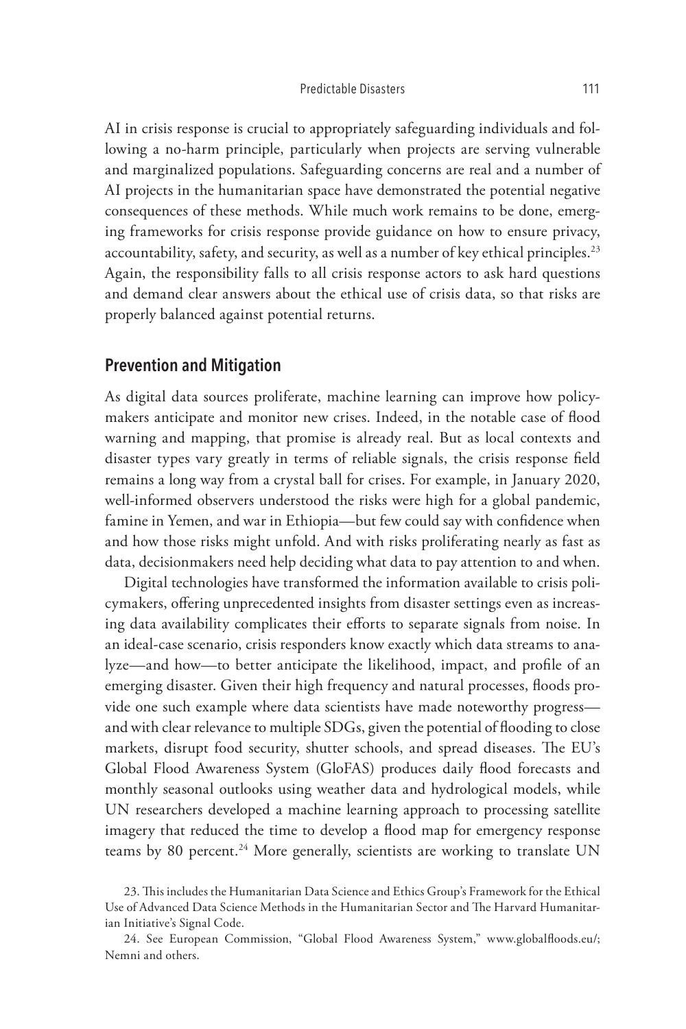AI in crisis response is crucial to appropriately safeguarding individuals and following a no-harm principle, particularly when projects are serving vulnerable and marginalized populations. Safeguarding concerns are real and a number of AI projects in the humanitarian space have demonstrated the potential negative consequences of these methods. While much work remains to be done, emerging frameworks for crisis response provide guidance on how to ensure privacy, accountability, safety, and security, as well as a number of key ethical principles.[23] Again, the responsibility falls to all crisis response actors to ask hard questions and demand clear answers about the ethical use of crisis data, so that risks are properly balanced against potential returns.

## Prevention and Mitigation

As digital data sources proliferate, machine learning can improve how policymakers anticipate and monitor new crises. Indeed, in the notable case of flood warning and mapping, that promise is already real. But as local contexts and disaster types vary greatly in terms of reliable signals, the crisis response field remains a long way from a crystal ball for crises. For example, in January 2020, well-informed observers understood the risks were high for a global pandemic, famine in Yemen, and war in Ethiopia—but few could say with confidence when and how those risks might unfold. And with risks proliferating nearly as fast as data, decisionmakers need help deciding what data to pay attention to and when.

Digital technologies have transformed the information available to crisis policymakers, offering unprecedented insights from disaster settings even as increasing data availability complicates their efforts to separate signals from noise. In an ideal-case scenario, crisis responders know exactly which data streams to analyze—and how—to better anticipate the likelihood, impact, and profile of an emerging disaster. Given their high frequency and natural processes, floods provide one such example where data scientists have made noteworthy progress—and with clear relevance to multiple SDGs, given the potential of flooding to close markets, disrupt food security, shutter schools, and spread diseases. The EU's Global Flood Awareness System (GloFAS) produces daily flood forecasts and monthly seasonal outlooks using weather data and hydrological models, while UN researchers developed a machine learning approach to processing satellite imagery that reduced the time to develop a flood map for emergency response teams by 80 percent.[24] More generally, scientists are working to translate UN

23. This includes the Humanitarian Data Science and Ethics Group's Framework for the Ethical Use of Advanced Data Science Methods in the Humanitarian Sector and The Harvard Humanitarian Initiative's Signal Code.

24. See European Commission, "Global Flood Awareness System," www.globalfloods.eu/; Nemni and others.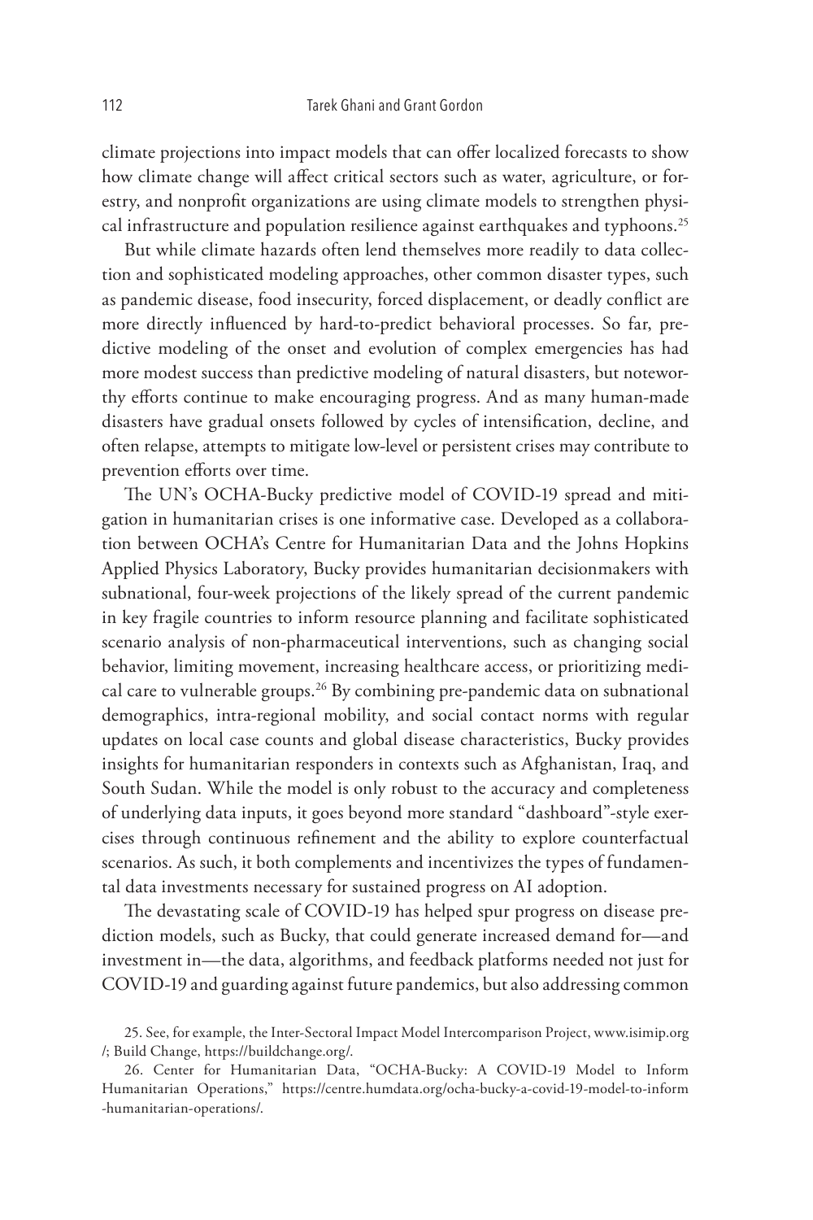climate projections into impact models that can offer localized forecasts to show how climate change will affect critical sectors such as water, agriculture, or forestry, and nonprofit organizations are using climate models to strengthen physical infrastructure and population resilience against earthquakes and typhoons.[25]

But while climate hazards often lend themselves more readily to data collection and sophisticated modeling approaches, other common disaster types, such as pandemic disease, food insecurity, forced displacement, or deadly conflict are more directly influenced by hard-to-predict behavioral processes. So far, predictive modeling of the onset and evolution of complex emergencies has had more modest success than predictive modeling of natural disasters, but noteworthy efforts continue to make encouraging progress. And as many human-made disasters have gradual onsets followed by cycles of intensification, decline, and often relapse, attempts to mitigate low-level or persistent crises may contribute to prevention efforts over time.

The UN's OCHA-Bucky predictive model of COVID-19 spread and mitigation in humanitarian crises is one informative case. Developed as a collaboration between OCHA's Centre for Humanitarian Data and the Johns Hopkins Applied Physics Laboratory, Bucky provides humanitarian decisionmakers with subnational, four-week projections of the likely spread of the current pandemic in key fragile countries to inform resource planning and facilitate sophisticated scenario analysis of non-pharmaceutical interventions, such as changing social behavior, limiting movement, increasing healthcare access, or prioritizing medical care to vulnerable groups.[26] By combining pre-pandemic data on subnational demographics, intra-regional mobility, and social contact norms with regular updates on local case counts and global disease characteristics, Bucky provides insights for humanitarian responders in contexts such as Afghanistan, Iraq, and South Sudan. While the model is only robust to the accuracy and completeness of underlying data inputs, it goes beyond more standard "dashboard"-style exercises through continuous refinement and the ability to explore counterfactual scenarios. As such, it both complements and incentivizes the types of fundamental data investments necessary for sustained progress on AI adoption.

The devastating scale of COVID-19 has helped spur progress on disease prediction models, such as Bucky, that could generate increased demand for—and investment in—the data, algorithms, and feedback platforms needed not just for COVID-19 and guarding against future pandemics, but also addressing common

25. See, for example, the Inter-Sectoral Impact Model Intercomparison Project, www.isimip.org/; Build Change, https://buildchange.org/.

26. Center for Humanitarian Data, "OCHA-Bucky: A COVID-19 Model to Inform Humanitarian Operations," https://centre.humdata.org/ocha-bucky-a-covid-19-model-to-inform-humanitarian-operations/.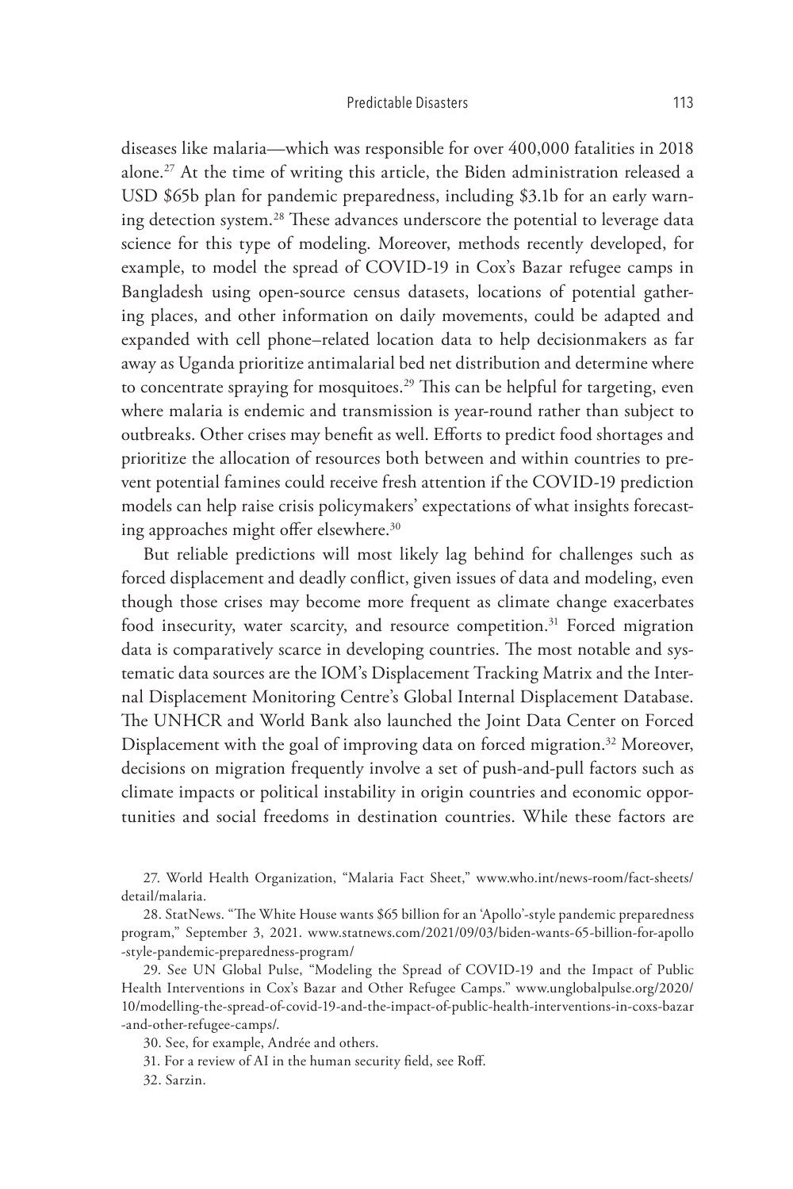diseases like malaria—which was responsible for over 400,000 fatalities in 2018 alone.[27] At the time of writing this article, the Biden administration released a USD $65b plan for pandemic preparedness, including $3.1b for an early warning detection system.[28] These advances underscore the potential to leverage data science for this type of modeling. Moreover, methods recently developed, for example, to model the spread of COVID-19 in Cox's Bazar refugee camps in Bangladesh using open-source census datasets, locations of potential gathering places, and other information on daily movements, could be adapted and expanded with cell phone–related location data to help decisionmakers as far away as Uganda prioritize antimalarial bed net distribution and determine where to concentrate spraying for mosquitoes.[29] This can be helpful for targeting, even where malaria is endemic and transmission is year-round rather than subject to outbreaks. Other crises may benefit as well. Efforts to predict food shortages and prioritize the allocation of resources both between and within countries to prevent potential famines could receive fresh attention if the COVID-19 prediction models can help raise crisis policymakers' expectations of what insights forecasting approaches might offer elsewhere.[30]

But reliable predictions will most likely lag behind for challenges such as forced displacement and deadly conflict, given issues of data and modeling, even though those crises may become more frequent as climate change exacerbates food insecurity, water scarcity, and resource competition.[31] Forced migration data is comparatively scarce in developing countries. The most notable and systematic data sources are the IOM's Displacement Tracking Matrix and the Internal Displacement Monitoring Centre's Global Internal Displacement Database. The UNHCR and World Bank also launched the Joint Data Center on Forced Displacement with the goal of improving data on forced migration.[32] Moreover, decisions on migration frequently involve a set of push-and-pull factors such as climate impacts or political instability in origin countries and economic opportunities and social freedoms in destination countries. While these factors are

27. World Health Organization, "Malaria Fact Sheet," www.who.int/news-room/fact-sheets/detail/malaria.

28. StatNews. "The White House wants $65 billion for an 'Apollo'-style pandemic preparedness program," September 3, 2021. www.statnews.com/2021/09/03/biden-wants-65-billion-for-apollo-style-pandemic-preparedness-program/

29. See UN Global Pulse, "Modeling the Spread of COVID-19 and the Impact of Public Health Interventions in Cox's Bazar and Other Refugee Camps." www.unglobalpulse.org/2020/10/modelling-the-spread-of-covid-19-and-the-impact-of-public-health-interventions-in-coxs-bazar-and-other-refugee-camps/.

30. See, for example, Andrée and others.

31. For a review of AI in the human security field, see Roff.

32. Sarzin.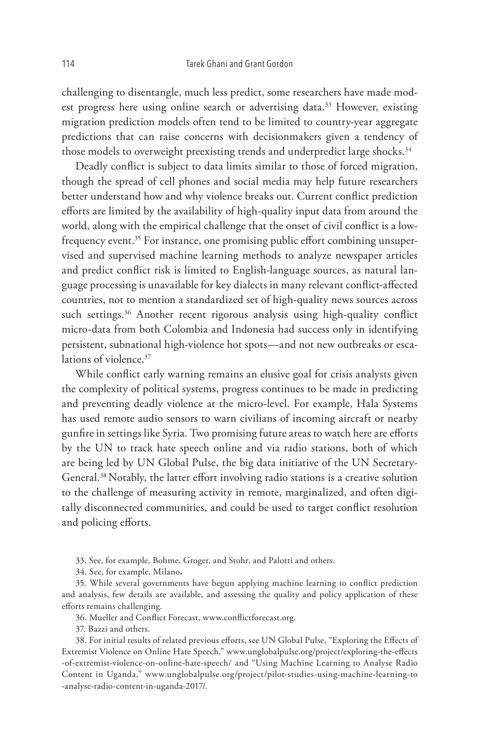challenging to disentangle, much less predict, some researchers have made modest progress here using online search or advertising data.[33] However, existing migration prediction models often tend to be limited to country-year aggregate predictions that can raise concerns with decisionmakers given a tendency of those models to overweight preexisting trends and underpredict large shocks.[34]

Deadly conflict is subject to data limits similar to those of forced migration, though the spread of cell phones and social media may help future researchers better understand how and why violence breaks out. Current conflict prediction efforts are limited by the availability of high-quality input data from around the world, along with the empirical challenge that the onset of civil conflict is a low-frequency event.[35] For instance, one promising public effort combining unsupervised and supervised machine learning methods to analyze newspaper articles and predict conflict risk is limited to English-language sources, as natural language processing is unavailable for key dialects in many relevant conflict-affected countries, not to mention a standardized set of high-quality news sources across such settings.[36] Another recent rigorous analysis using high-quality conflict micro-data from both Colombia and Indonesia had success only in identifying persistent, subnational high-violence hot spots—and not new outbreaks or escalations of violence.[37]

While conflict early warning remains an elusive goal for crisis analysts given the complexity of political systems, progress continues to be made in predicting and preventing deadly violence at the micro-level. For example, Hala Systems has used remote audio sensors to warn civilians of incoming aircraft or nearby gunfire in settings like Syria. Two promising future areas to watch here are efforts by the UN to track hate speech online and via radio stations, both of which are being led by UN Global Pulse, the big data initiative of the UN Secretary-General.[38] Notably, the latter effort involving radio stations is a creative solution to the challenge of measuring activity in remote, marginalized, and often digitally disconnected communities, and could be used to target conflict resolution and policing efforts.

33. See, for example, Bohme, Groger, and Stohr, and Palotti and others.

34. See, for example, Milano**.**

35. While several governments have begun applying machine learning to conflict prediction and analysis, few details are available, and assessing the quality and policy application of these efforts remains challenging.

36. Mueller and Conflict Forecast, www.conflictforecast.org.

37. Bazzi and others.

38. For initial results of related previous efforts, see UN Global Pulse, "Exploring the Effects of Extremist Violence on Online Hate Speech," www.unglobalpulse.org/project/exploring-the-effects-of-extremist-violence-on-online-hate-speech/ and "Using Machine Learning to Analyse Radio Content in Uganda," www.unglobalpulse.org/project/pilot-studies-using-machine-learning-to-analyse-radio-content-in-uganda-2017/.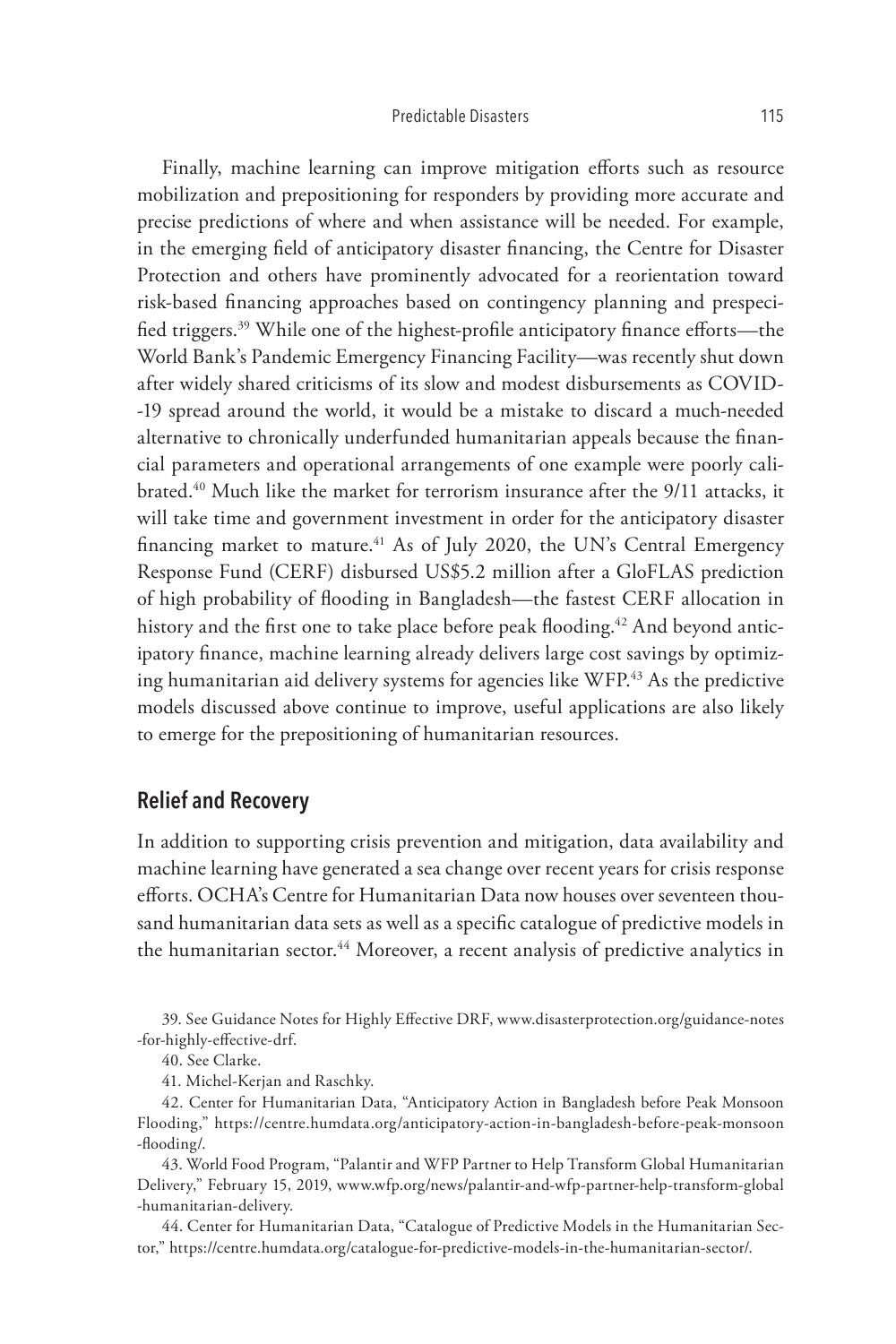Finally, machine learning can improve mitigation efforts such as resource mobilization and prepositioning for responders by providing more accurate and precise predictions of where and when assistance will be needed. For example, in the emerging field of anticipatory disaster financing, the Centre for Disaster Protection and others have prominently advocated for a reorientation toward risk-based financing approaches based on contingency planning and prespecified triggers.[39] While one of the highest-profile anticipatory finance efforts—the World Bank's Pandemic Emergency Financing Facility—was recently shut down after widely shared criticisms of its slow and modest disbursements as COVID-19 spread around the world, it would be a mistake to discard a much-needed alternative to chronically underfunded humanitarian appeals because the financial parameters and operational arrangements of one example were poorly calibrated.[40] Much like the market for terrorism insurance after the 9/11 attacks, it will take time and government investment in order for the anticipatory disaster financing market to mature.[41] As of July 2020, the UN's Central Emergency Response Fund (CERF) disbursed US$5.2 million after a GloFLAS prediction of high probability of flooding in Bangladesh—the fastest CERF allocation in history and the first one to take place before peak flooding.[42] And beyond anticipatory finance, machine learning already delivers large cost savings by optimizing humanitarian aid delivery systems for agencies like WFP.[43] As the predictive models discussed above continue to improve, useful applications are also likely to emerge for the prepositioning of humanitarian resources.

## Relief and Recovery

In addition to supporting crisis prevention and mitigation, data availability and machine learning have generated a sea change over recent years for crisis response efforts. OCHA's Centre for Humanitarian Data now houses over seventeen thousand humanitarian data sets as well as a specific catalogue of predictive models in the humanitarian sector.[44] Moreover, a recent analysis of predictive analytics in

39. See Guidance Notes for Highly Effective DRF, www.disasterprotection.org/guidance-notes-for-highly-effective-drf.

40. See Clarke.

41. Michel-Kerjan and Raschky.

42. Center for Humanitarian Data, "Anticipatory Action in Bangladesh before Peak Monsoon Flooding," https://centre.humdata.org/anticipatory-action-in-bangladesh-before-peak-monsoon-flooding/.

43. World Food Program, "Palantir and WFP Partner to Help Transform Global Humanitarian Delivery," February 15, 2019, www.wfp.org/news/palantir-and-wfp-partner-help-transform-global-humanitarian-delivery.

44. Center for Humanitarian Data, "Catalogue of Predictive Models in the Humanitarian Sector," https://centre.humdata.org/catalogue-for-predictive-models-in-the-humanitarian-sector/.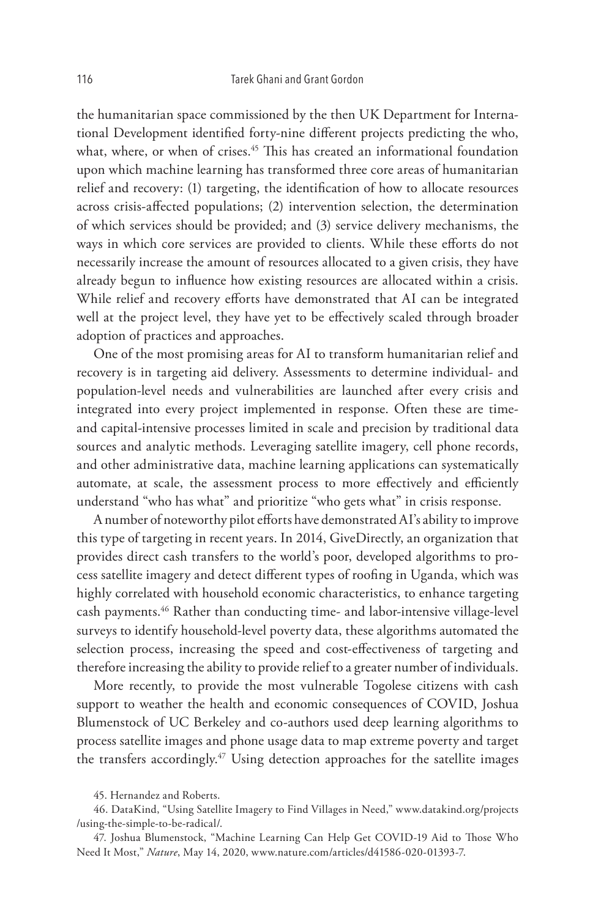the humanitarian space commissioned by the then UK Department for International Development identified forty-nine different projects predicting the who, what, where, or when of crises.[45] This has created an informational foundation upon which machine learning has transformed three core areas of humanitarian relief and recovery: (1) targeting, the identification of how to allocate resources across crisis-affected populations; (2) intervention selection, the determination of which services should be provided; and (3) service delivery mechanisms, the ways in which core services are provided to clients. While these efforts do not necessarily increase the amount of resources allocated to a given crisis, they have already begun to influence how existing resources are allocated within a crisis. While relief and recovery efforts have demonstrated that AI can be integrated well at the project level, they have yet to be effectively scaled through broader adoption of practices and approaches.

One of the most promising areas for AI to transform humanitarian relief and recovery is in targeting aid delivery. Assessments to determine individual- and population-level needs and vulnerabilities are launched after every crisis and integrated into every project implemented in response. Often these are time- and capital-intensive processes limited in scale and precision by traditional data sources and analytic methods. Leveraging satellite imagery, cell phone records, and other administrative data, machine learning applications can systematically automate, at scale, the assessment process to more effectively and efficiently understand "who has what" and prioritize "who gets what" in crisis response.

A number of noteworthy pilot efforts have demonstrated AI's ability to improve this type of targeting in recent years. In 2014, GiveDirectly, an organization that provides direct cash transfers to the world's poor, developed algorithms to process satellite imagery and detect different types of roofing in Uganda, which was highly correlated with household economic characteristics, to enhance targeting cash payments.[46] Rather than conducting time- and labor-intensive village-level surveys to identify household-level poverty data, these algorithms automated the selection process, increasing the speed and cost-effectiveness of targeting and therefore increasing the ability to provide relief to a greater number of individuals.

More recently, to provide the most vulnerable Togolese citizens with cash support to weather the health and economic consequences of COVID, Joshua Blumenstock of UC Berkeley and co-authors used deep learning algorithms to process satellite images and phone usage data to map extreme poverty and target the transfers accordingly.[47] Using detection approaches for the satellite images

45. Hernandez and Roberts.

46. DataKind, "Using Satellite Imagery to Find Villages in Need," www.datakind.org/projects/using-the-simple-to-be-radical/.

47. Joshua Blumenstock, "Machine Learning Can Help Get COVID-19 Aid to Those Who Need It Most," *Nature*, May 14, 2020, www.nature.com/articles/d41586-020-01393-7.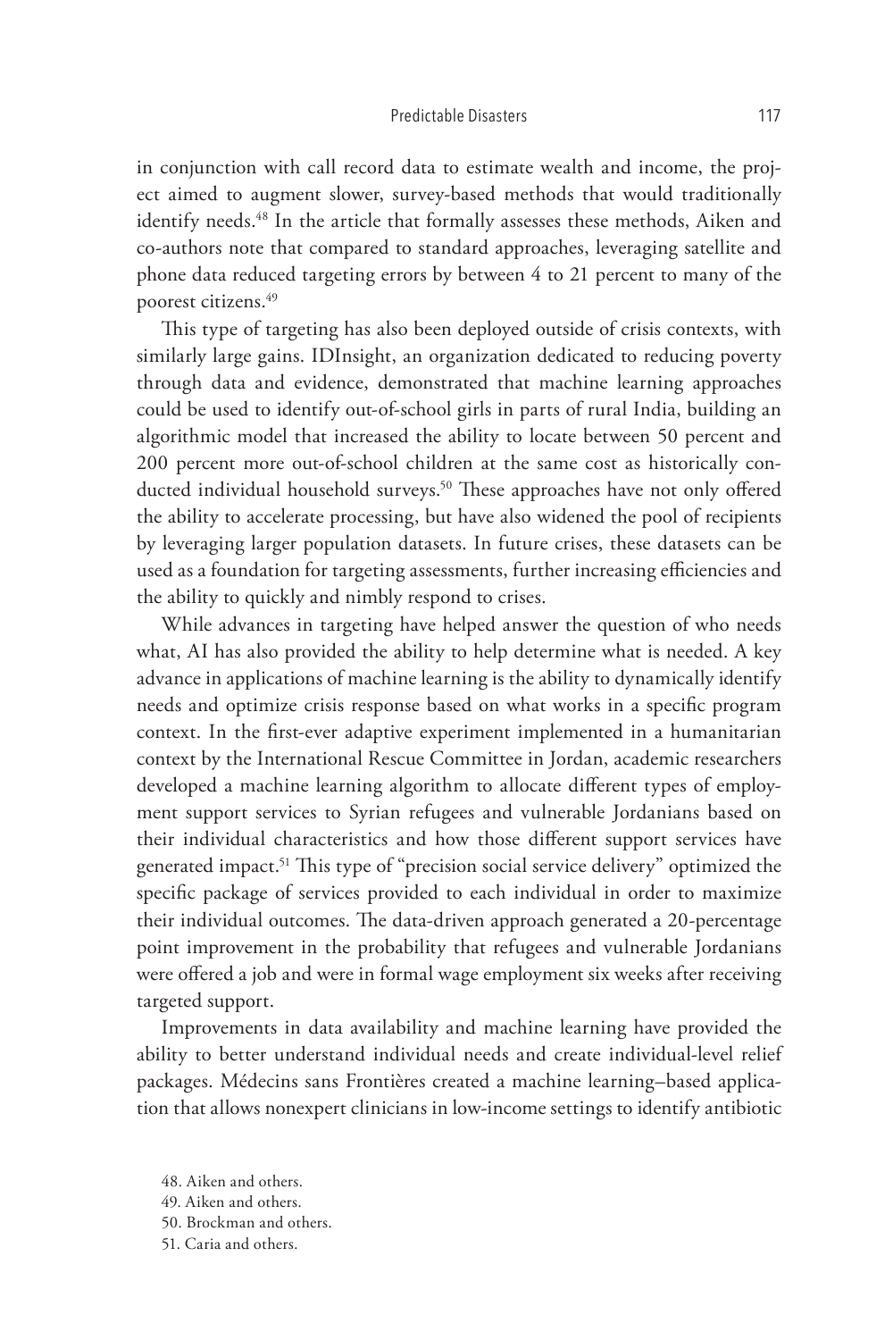in conjunction with call record data to estimate wealth and income, the project aimed to augment slower, survey-based methods that would traditionally identify needs.[48] In the article that formally assesses these methods, Aiken and co-authors note that compared to standard approaches, leveraging satellite and phone data reduced targeting errors by between 4 to 21 percent to many of the poorest citizens.[49]

This type of targeting has also been deployed outside of crisis contexts, with similarly large gains. IDInsight, an organization dedicated to reducing poverty through data and evidence, demonstrated that machine learning approaches could be used to identify out-of-school girls in parts of rural India, building an algorithmic model that increased the ability to locate between 50 percent and 200 percent more out-of-school children at the same cost as historically conducted individual household surveys.[50] These approaches have not only offered the ability to accelerate processing, but have also widened the pool of recipients by leveraging larger population datasets. In future crises, these datasets can be used as a foundation for targeting assessments, further increasing efficiencies and the ability to quickly and nimbly respond to crises.

While advances in targeting have helped answer the question of who needs what, AI has also provided the ability to help determine what is needed. A key advance in applications of machine learning is the ability to dynamically identify needs and optimize crisis response based on what works in a specific program context. In the first-ever adaptive experiment implemented in a humanitarian context by the International Rescue Committee in Jordan, academic researchers developed a machine learning algorithm to allocate different types of employment support services to Syrian refugees and vulnerable Jordanians based on their individual characteristics and how those different support services have generated impact.[51] This type of "precision social service delivery" optimized the specific package of services provided to each individual in order to maximize their individual outcomes. The data-driven approach generated a 20-percentage point improvement in the probability that refugees and vulnerable Jordanians were offered a job and were in formal wage employment six weeks after receiving targeted support.

Improvements in data availability and machine learning have provided the ability to better understand individual needs and create individual-level relief packages. Médecins sans Frontières created a machine learning–based application that allows nonexpert clinicians in low-income settings to identify antibiotic

48. Aiken and others.

49. Aiken and others.

50. Brockman and others.

51. Caria and others.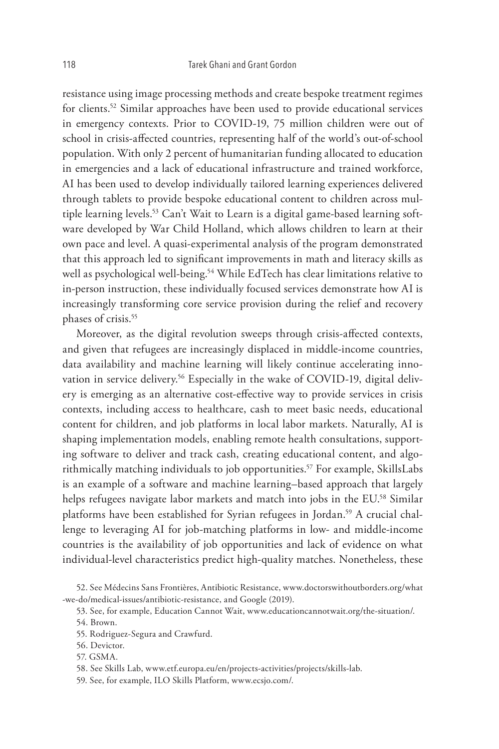resistance using image processing methods and create bespoke treatment regimes for clients.[52] Similar approaches have been used to provide educational services in emergency contexts. Prior to COVID-19, 75 million children were out of school in crisis-affected countries, representing half of the world's out-of-school population. With only 2 percent of humanitarian funding allocated to education in emergencies and a lack of educational infrastructure and trained workforce, AI has been used to develop individually tailored learning experiences delivered through tablets to provide bespoke educational content to children across multiple learning levels.[53] Can't Wait to Learn is a digital game-based learning software developed by War Child Holland, which allows children to learn at their own pace and level. A quasi-experimental analysis of the program demonstrated that this approach led to significant improvements in math and literacy skills as well as psychological well-being.[54] While EdTech has clear limitations relative to in-person instruction, these individually focused services demonstrate how AI is increasingly transforming core service provision during the relief and recovery phases of crisis.[55]

Moreover, as the digital revolution sweeps through crisis-affected contexts, and given that refugees are increasingly displaced in middle-income countries, data availability and machine learning will likely continue accelerating innovation in service delivery.[56] Especially in the wake of COVID-19, digital delivery is emerging as an alternative cost-effective way to provide services in crisis contexts, including access to healthcare, cash to meet basic needs, educational content for children, and job platforms in local labor markets. Naturally, AI is shaping implementation models, enabling remote health consultations, supporting software to deliver and track cash, creating educational content, and algorithmically matching individuals to job opportunities.[57] For example, SkillsLabs is an example of a software and machine learning–based approach that largely helps refugees navigate labor markets and match into jobs in the EU.[58] Similar platforms have been established for Syrian refugees in Jordan.[59] A crucial challenge to leveraging AI for job-matching platforms in low- and middle-income countries is the availability of job opportunities and lack of evidence on what individual-level characteristics predict high-quality matches. Nonetheless, these

52. See Médecins Sans Frontières, Antibiotic Resistance, www.doctorswithoutborders.org/what-we-do/medical-issues/antibiotic-resistance, and Google (2019).

53. See, for example, Education Cannot Wait, www.educationcannotwait.org/the-situation/.

54. Brown.

55. Rodriguez-Segura and Crawfurd.

56. Devictor.

57. GSMA.

58. See Skills Lab, www.etf.europa.eu/en/projects-activities/projects/skills-lab.

59. See, for example, ILO Skills Platform, www.ecsjo.com/.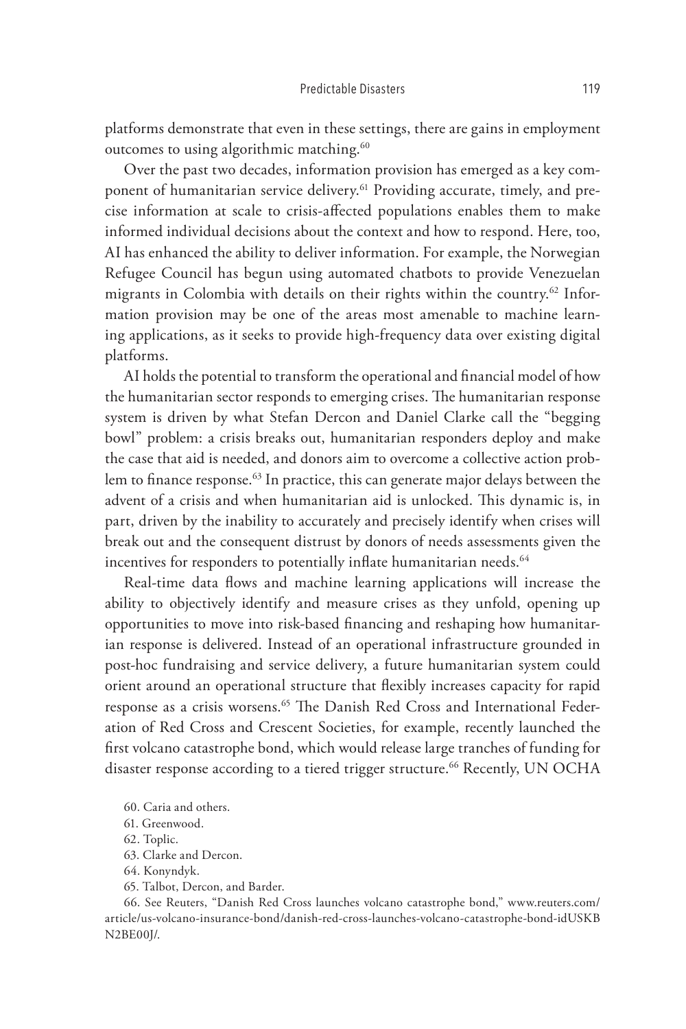platforms demonstrate that even in these settings, there are gains in employment outcomes to using algorithmic matching.[60]

Over the past two decades, information provision has emerged as a key component of humanitarian service delivery.[61] Providing accurate, timely, and precise information at scale to crisis-affected populations enables them to make informed individual decisions about the context and how to respond. Here, too, AI has enhanced the ability to deliver information. For example, the Norwegian Refugee Council has begun using automated chatbots to provide Venezuelan migrants in Colombia with details on their rights within the country.[62] Information provision may be one of the areas most amenable to machine learning applications, as it seeks to provide high-frequency data over existing digital platforms.

AI holds the potential to transform the operational and financial model of how the humanitarian sector responds to emerging crises. The humanitarian response system is driven by what Stefan Dercon and Daniel Clarke call the "begging bowl" problem: a crisis breaks out, humanitarian responders deploy and make the case that aid is needed, and donors aim to overcome a collective action problem to finance response.[63] In practice, this can generate major delays between the advent of a crisis and when humanitarian aid is unlocked. This dynamic is, in part, driven by the inability to accurately and precisely identify when crises will break out and the consequent distrust by donors of needs assessments given the incentives for responders to potentially inflate humanitarian needs.[64]

Real-time data flows and machine learning applications will increase the ability to objectively identify and measure crises as they unfold, opening up opportunities to move into risk-based financing and reshaping how humanitarian response is delivered. Instead of an operational infrastructure grounded in post-hoc fundraising and service delivery, a future humanitarian system could orient around an operational structure that flexibly increases capacity for rapid response as a crisis worsens.[65] The Danish Red Cross and International Federation of Red Cross and Crescent Societies, for example, recently launched the first volcano catastrophe bond, which would release large tranches of funding for disaster response according to a tiered trigger structure.[66] Recently, UN OCHA

60. Caria and others.

61. Greenwood.

62. Toplic.

63. Clarke and Dercon.

64. Konyndyk.

65. Talbot, Dercon, and Barder.

66. See Reuters, "Danish Red Cross launches volcano catastrophe bond," www.reuters.com/article/us-volcano-insurance-bond/danish-red-cross-launches-volcano-catastrophe-bond-idUSKBN2BE00J/.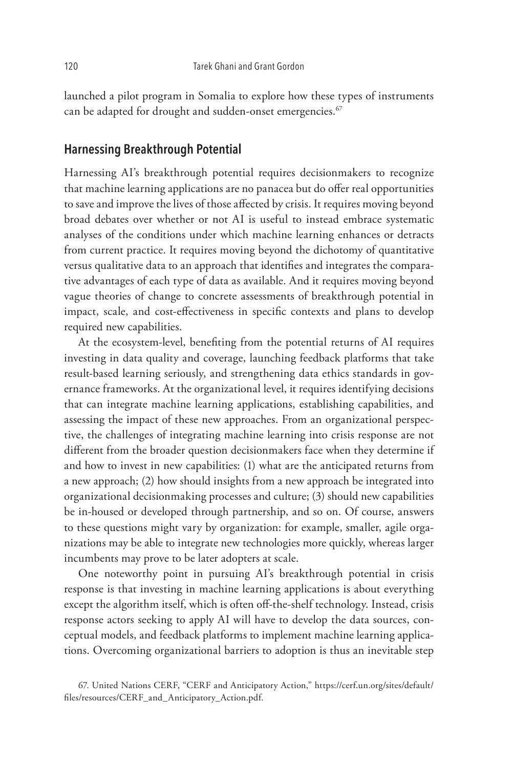launched a pilot program in Somalia to explore how these types of instruments can be adapted for drought and sudden-onset emergencies.[67]

## Harnessing Breakthrough Potential

Harnessing AI's breakthrough potential requires decisionmakers to recognize that machine learning applications are no panacea but do offer real opportunities to save and improve the lives of those affected by crisis. It requires moving beyond broad debates over whether or not AI is useful to instead embrace systematic analyses of the conditions under which machine learning enhances or detracts from current practice. It requires moving beyond the dichotomy of quantitative versus qualitative data to an approach that identifies and integrates the comparative advantages of each type of data as available. And it requires moving beyond vague theories of change to concrete assessments of breakthrough potential in impact, scale, and cost-effectiveness in specific contexts and plans to develop required new capabilities.

At the ecosystem-level, benefiting from the potential returns of AI requires investing in data quality and coverage, launching feedback platforms that take result-based learning seriously, and strengthening data ethics standards in governance frameworks. At the organizational level, it requires identifying decisions that can integrate machine learning applications, establishing capabilities, and assessing the impact of these new approaches. From an organizational perspective, the challenges of integrating machine learning into crisis response are not different from the broader question decisionmakers face when they determine if and how to invest in new capabilities: (1) what are the anticipated returns from a new approach; (2) how should insights from a new approach be integrated into organizational decisionmaking processes and culture; (3) should new capabilities be in-housed or developed through partnership, and so on. Of course, answers to these questions might vary by organization: for example, smaller, agile organizations may be able to integrate new technologies more quickly, whereas larger incumbents may prove to be later adopters at scale.

One noteworthy point in pursuing AI's breakthrough potential in crisis response is that investing in machine learning applications is about everything except the algorithm itself, which is often off-the-shelf technology. Instead, crisis response actors seeking to apply AI will have to develop the data sources, conceptual models, and feedback platforms to implement machine learning applications. Overcoming organizational barriers to adoption is thus an inevitable step

67. United Nations CERF, "CERF and Anticipatory Action," https://cerf.un.org/sites/default/files/resources/CERF_and_Anticipatory_Action.pdf.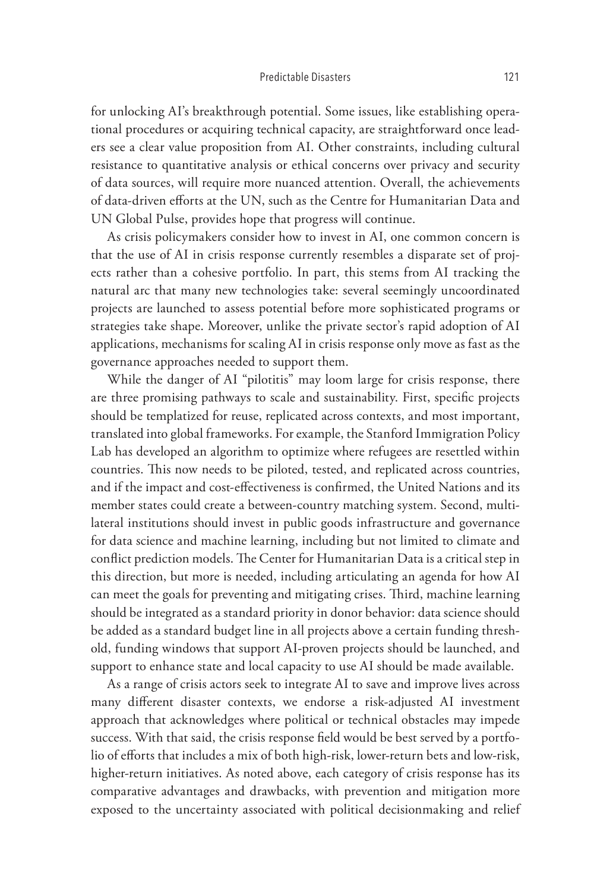for unlocking AI's breakthrough potential. Some issues, like establishing operational procedures or acquiring technical capacity, are straightforward once leaders see a clear value proposition from AI. Other constraints, including cultural resistance to quantitative analysis or ethical concerns over privacy and security of data sources, will require more nuanced attention. Overall, the achievements of data-driven efforts at the UN, such as the Centre for Humanitarian Data and UN Global Pulse, provides hope that progress will continue.

As crisis policymakers consider how to invest in AI, one common concern is that the use of AI in crisis response currently resembles a disparate set of projects rather than a cohesive portfolio. In part, this stems from AI tracking the natural arc that many new technologies take: several seemingly uncoordinated projects are launched to assess potential before more sophisticated programs or strategies take shape. Moreover, unlike the private sector's rapid adoption of AI applications, mechanisms for scaling AI in crisis response only move as fast as the governance approaches needed to support them.

While the danger of AI "pilotitis" may loom large for crisis response, there are three promising pathways to scale and sustainability. First, specific projects should be templatized for reuse, replicated across contexts, and most important, translated into global frameworks. For example, the Stanford Immigration Policy Lab has developed an algorithm to optimize where refugees are resettled within countries. This now needs to be piloted, tested, and replicated across countries, and if the impact and cost-effectiveness is confirmed, the United Nations and its member states could create a between-country matching system. Second, multilateral institutions should invest in public goods infrastructure and governance for data science and machine learning, including but not limited to climate and conflict prediction models. The Center for Humanitarian Data is a critical step in this direction, but more is needed, including articulating an agenda for how AI can meet the goals for preventing and mitigating crises. Third, machine learning should be integrated as a standard priority in donor behavior: data science should be added as a standard budget line in all projects above a certain funding threshold, funding windows that support AI-proven projects should be launched, and support to enhance state and local capacity to use AI should be made available.

As a range of crisis actors seek to integrate AI to save and improve lives across many different disaster contexts, we endorse a risk-adjusted AI investment approach that acknowledges where political or technical obstacles may impede success. With that said, the crisis response field would be best served by a portfolio of efforts that includes a mix of both high-risk, lower-return bets and low-risk, higher-return initiatives. As noted above, each category of crisis response has its comparative advantages and drawbacks, with prevention and mitigation more exposed to the uncertainty associated with political decisionmaking and relief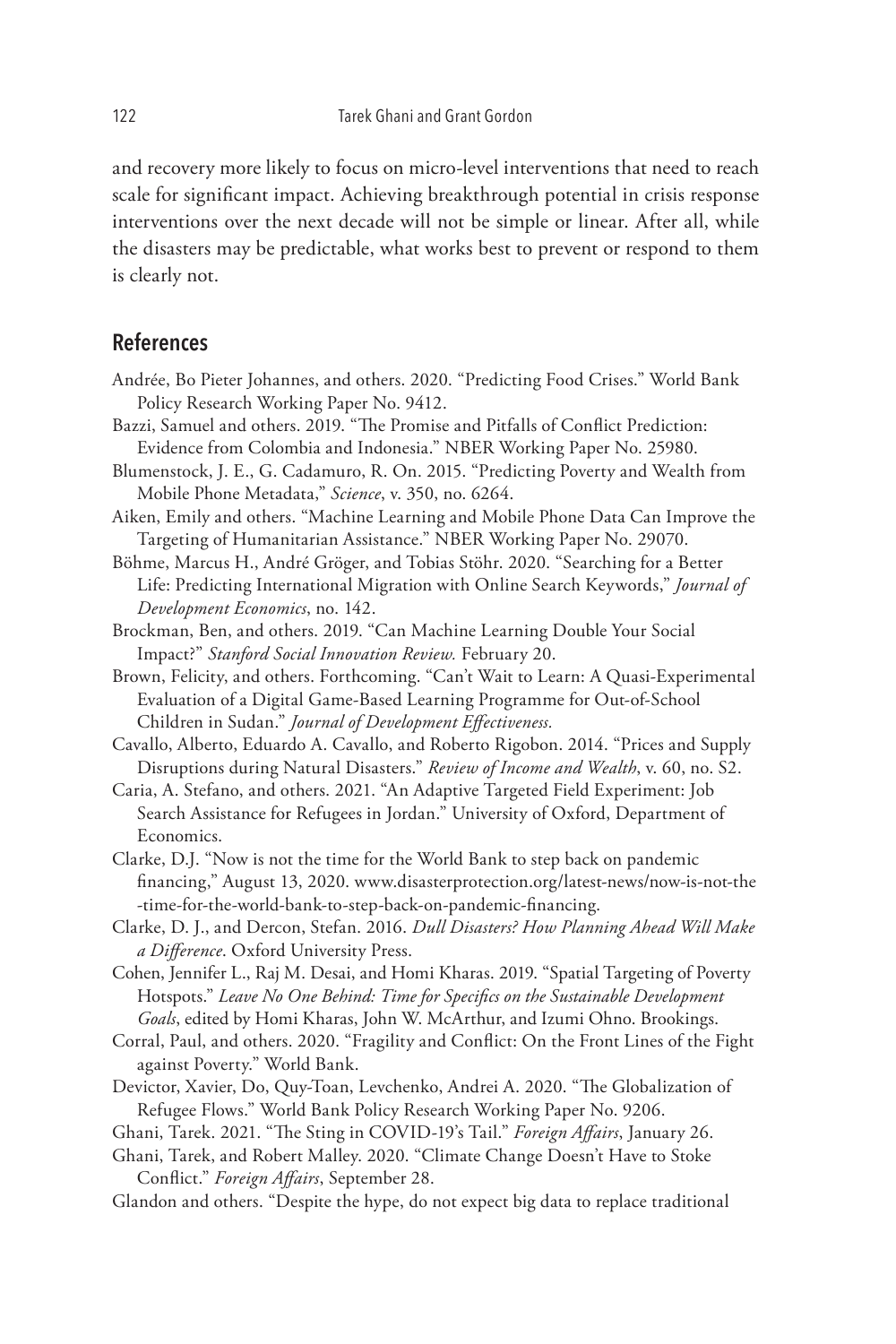and recovery more likely to focus on micro-level interventions that need to reach scale for significant impact. Achieving breakthrough potential in crisis response interventions over the next decade will not be simple or linear. After all, while the disasters may be predictable, what works best to prevent or respond to them is clearly not.

## References

Andrée, Bo Pieter Johannes, and others. 2020. "Predicting Food Crises." World Bank Policy Research Working Paper No. 9412.

Bazzi, Samuel and others. 2019. "The Promise and Pitfalls of Conflict Prediction: Evidence from Colombia and Indonesia." NBER Working Paper No. 25980.

Blumenstock, J. E., G. Cadamuro, R. On. 2015. "Predicting Poverty and Wealth from Mobile Phone Metadata," *Science*, v. 350, no. 6264.

Aiken, Emily and others. "Machine Learning and Mobile Phone Data Can Improve the Targeting of Humanitarian Assistance." NBER Working Paper No. 29070.

Böhme, Marcus H., André Gröger, and Tobias Stöhr. 2020. "Searching for a Better Life: Predicting International Migration with Online Search Keywords," *Journal of Development Economics*, no. 142.

Brockman, Ben, and others. 2019. "Can Machine Learning Double Your Social Impact?" *Stanford Social Innovation Review.* February 20.

Brown, Felicity, and others. Forthcoming. "Can't Wait to Learn: A Quasi-Experimental Evaluation of a Digital Game-Based Learning Programme for Out-of-School Children in Sudan." *Journal of Development Effectiveness.*

Cavallo, Alberto, Eduardo A. Cavallo, and Roberto Rigobon. 2014. "Prices and Supply Disruptions during Natural Disasters." *Review of Income and Wealth*, v. 60, no. S2.

Caria, A. Stefano, and others. 2021. "An Adaptive Targeted Field Experiment: Job Search Assistance for Refugees in Jordan." University of Oxford, Department of Economics.

Clarke, D.J. "Now is not the time for the World Bank to step back on pandemic financing," August 13, 2020. www.disasterprotection.org/latest-news/now-is-not-the-time-for-the-world-bank-to-step-back-on-pandemic-financing.

Clarke, D. J., and Dercon, Stefan. 2016. *Dull Disasters? How Planning Ahead Will Make a Difference*. Oxford University Press.

Cohen, Jennifer L., Raj M. Desai, and Homi Kharas. 2019. "Spatial Targeting of Poverty Hotspots." *Leave No One Behind: Time for Specifics on the Sustainable Development Goals*, edited by Homi Kharas, John W. McArthur, and Izumi Ohno. Brookings.

Corral, Paul, and others. 2020. "Fragility and Conflict: On the Front Lines of the Fight against Poverty." World Bank.

Devictor, Xavier, Do, Quy-Toan, Levchenko, Andrei A. 2020. "The Globalization of Refugee Flows." World Bank Policy Research Working Paper No. 9206.

Ghani, Tarek. 2021. "The Sting in COVID-19's Tail." *Foreign Affairs*, January 26.

Ghani, Tarek, and Robert Malley. 2020. "Climate Change Doesn't Have to Stoke Conflict." *Foreign Affairs*, September 28.

Glandon and others. "Despite the hype, do not expect big data to replace traditional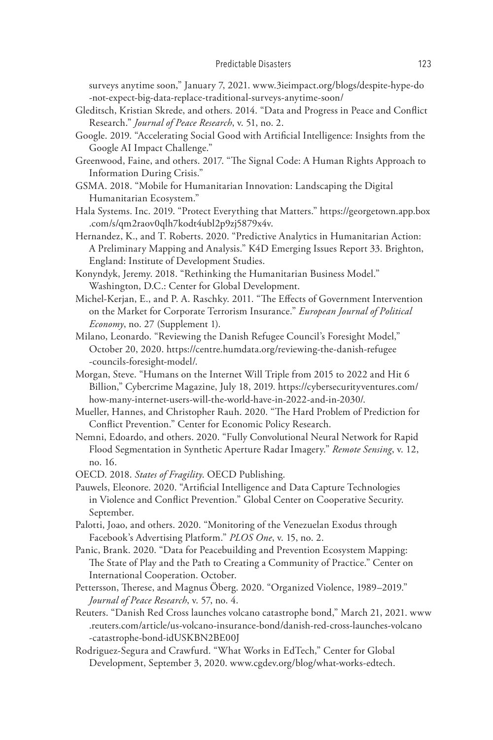surveys anytime soon," January 7, 2021. www.3ieimpact.org/blogs/despite-hype-do-not-expect-big-data-replace-traditional-surveys-anytime-soon/

Gleditsch, Kristian Skrede, and others. 2014. "Data and Progress in Peace and Conflict Research." *Journal of Peace Research*, v. 51, no. 2.

Google. 2019. "Accelerating Social Good with Artificial Intelligence: Insights from the Google AI Impact Challenge."

Greenwood, Faine, and others. 2017. "The Signal Code: A Human Rights Approach to Information During Crisis."

GSMA. 2018. "Mobile for Humanitarian Innovation: Landscaping the Digital Humanitarian Ecosystem."

Hala Systems. Inc. 2019. "Protect Everything that Matters." https://georgetown.app.box.com/s/qm2raov0qlh7kodt4ubl2p9zj5879x4v.

Hernandez, K., and T. Roberts. 2020. "Predictive Analytics in Humanitarian Action: A Preliminary Mapping and Analysis." K4D Emerging Issues Report 33. Brighton, England: Institute of Development Studies.

Konyndyk, Jeremy. 2018. "Rethinking the Humanitarian Business Model." Washington, D.C.: Center for Global Development.

Michel-Kerjan, E., and P. A. Raschky. 2011. "The Effects of Government Intervention on the Market for Corporate Terrorism Insurance." *European Journal of Political Economy*, no. 27 (Supplement 1).

Milano, Leonardo. "Reviewing the Danish Refugee Council's Foresight Model," October 20, 2020. https://centre.humdata.org/reviewing-the-danish-refugee-councils-foresight-model/.

Morgan, Steve. "Humans on the Internet Will Triple from 2015 to 2022 and Hit 6 Billion," Cybercrime Magazine, July 18, 2019. https://cybersecurityventures.com/how-many-internet-users-will-the-world-have-in-2022-and-in-2030/.

Mueller, Hannes, and Christopher Rauh. 2020. "The Hard Problem of Prediction for Conflict Prevention." Center for Economic Policy Research.

Nemni, Edoardo, and others. 2020. "Fully Convolutional Neural Network for Rapid Flood Segmentation in Synthetic Aperture Radar Imagery." *Remote Sensing*, v. 12, no. 16.

OECD. 2018. *States of Fragility*. OECD Publishing.

Pauwels, Eleonore. 2020. "Artificial Intelligence and Data Capture Technologies in Violence and Conflict Prevention." Global Center on Cooperative Security. September.

Palotti, Joao, and others. 2020. "Monitoring of the Venezuelan Exodus through Facebook's Advertising Platform." *PLOS One*, v. 15, no. 2.

Panic, Brank. 2020. "Data for Peacebuilding and Prevention Ecosystem Mapping: The State of Play and the Path to Creating a Community of Practice." Center on International Cooperation. October.

Pettersson, Therese, and Magnus Öberg. 2020. "Organized Violence, 1989–2019." *Journal of Peace Research*, v. 57, no. 4.

Reuters. "Danish Red Cross launches volcano catastrophe bond," March 21, 2021. www.reuters.com/article/us-volcano-insurance-bond/danish-red-cross-launches-volcano-catastrophe-bond-idUSKBN2BE00J

Rodriguez-Segura and Crawfurd. "What Works in EdTech," Center for Global Development, September 3, 2020. www.cgdev.org/blog/what-works-edtech.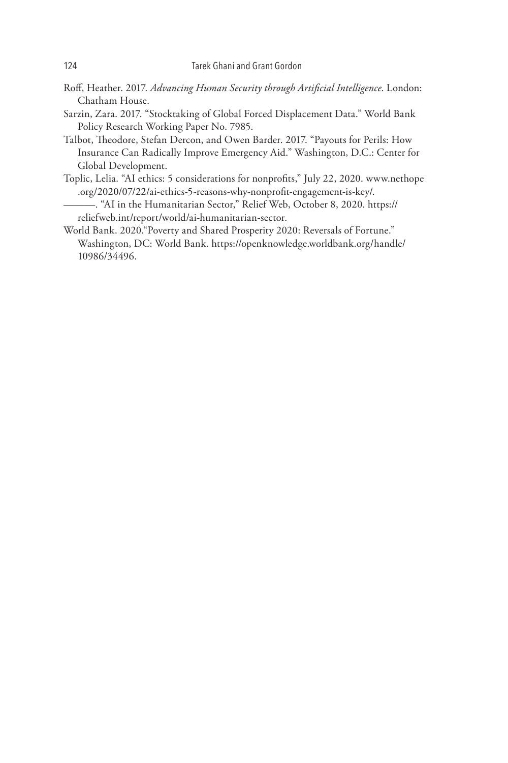Roff, Heather. 2017. *Advancing Human Security through Artificial Intelligence*. London: Chatham House.

Sarzin, Zara. 2017. "Stocktaking of Global Forced Displacement Data." World Bank Policy Research Working Paper No. 7985.

Talbot, Theodore, Stefan Dercon, and Owen Barder. 2017. "Payouts for Perils: How Insurance Can Radically Improve Emergency Aid." Washington, D.C.: Center for Global Development.

Toplic, Lelia. "AI ethics: 5 considerations for nonprofits," July 22, 2020. www.nethope.org/2020/07/22/ai-ethics-5-reasons-why-nonprofit-engagement-is-key/.

———. "AI in the Humanitarian Sector," Relief Web, October 8, 2020. https://reliefweb.int/report/world/ai-humanitarian-sector.

World Bank. 2020."Poverty and Shared Prosperity 2020: Reversals of Fortune." Washington, DC: World Bank. https://openknowledge.worldbank.org/handle/10986/34496.